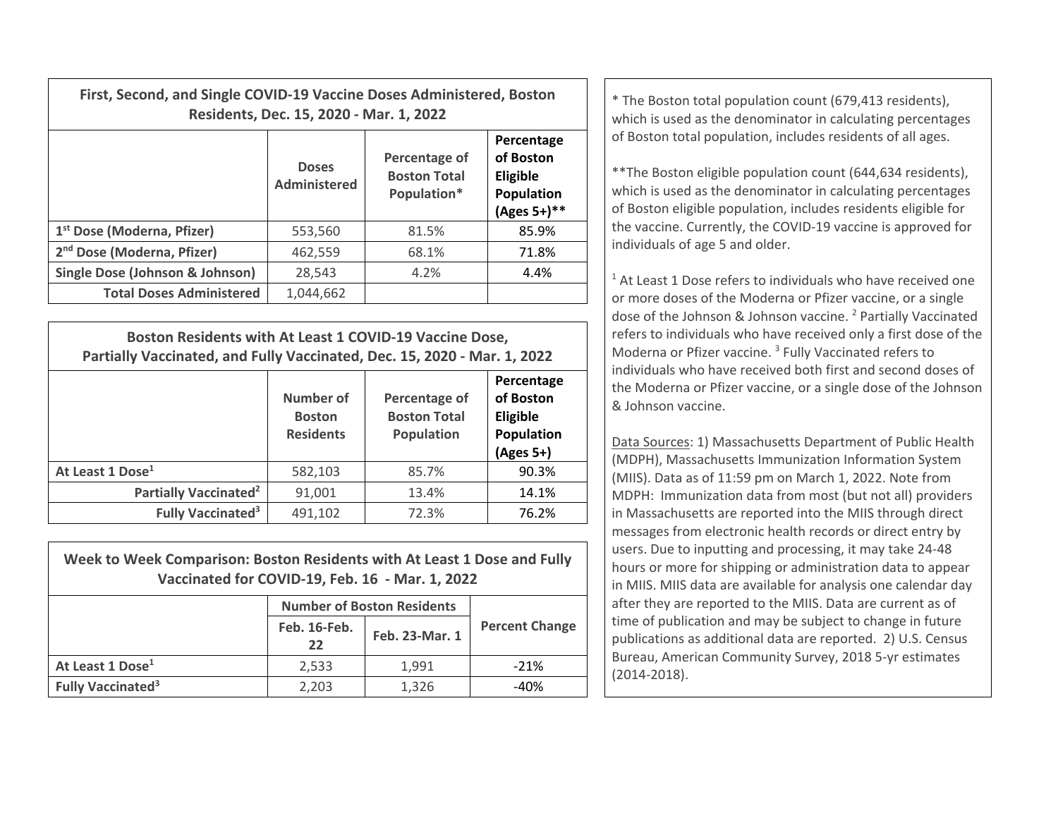| First, Second, and Single COVID-19 Vaccine Doses Administered, Boston Residents, Dec. 15, 2020 - Mar. 1, 2022 | | | |
|---|---|---|---|
| | **Doses Administered** | **Percentage of Boston Total Population*** | **Percentage of Boston Eligible Population (Ages 5+)**** |
| **1st Dose (Moderna, Pfizer)** | 553,560 | 81.5% | 85.9% |
| **2nd Dose (Moderna, Pfizer)** | 462,559 | 68.1% | 71.8% |
| **Single Dose (Johnson & Johnson)** | 28,543 | 4.2% | 4.4% |
| **Total Doses Administered** | 1,044,662 | | |

| Boston Residents with At Least 1 COVID-19 Vaccine Dose, Partially Vaccinated, and Fully Vaccinated, Dec. 15, 2020 - Mar. 1, 2022 | | | |
|---|---|---|---|
| | **Number of Boston Residents** | **Percentage of Boston Total Population** | **Percentage of Boston Eligible Population (Ages 5+)** |
| **At Least 1 Dose[1]** | 582,103 | 85.7% | 90.3% |
| **Partially Vaccinated[2]** | 91,001 | 13.4% | 14.1% |
| **Fully Vaccinated[3]** | 491,102 | 72.3% | 76.2% |

| Week to Week Comparison: Boston Residents with At Least 1 Dose and Fully Vaccinated for COVID-19, Feb. 16 - Mar. 1, 2022 | | | |
|---|---|---|---|
| | **Number of Boston Residents** | | **Percent Change** |
| | **Feb. 16-Feb. 22** | **Feb. 23-Mar. 1** | |
| **At Least 1 Dose[1]** | 2,533 | 1,991 | -21% |
| **Fully Vaccinated[3]** | 2,203 | 1,326 | -40% |

* The Boston total population count (679,413 residents), which is used as the denominator in calculating percentages of Boston total population, includes residents of all ages.

**The Boston eligible population count (644,634 residents), which is used as the denominator in calculating percentages of Boston eligible population, includes residents eligible for the vaccine. Currently, the COVID-19 vaccine is approved for individuals of age 5 and older.

[1] At Least 1 Dose refers to individuals who have received one or more doses of the Moderna or Pfizer vaccine, or a single dose of the Johnson & Johnson vaccine. [2] Partially Vaccinated refers to individuals who have received only a first dose of the Moderna or Pfizer vaccine. [3] Fully Vaccinated refers to individuals who have received both first and second doses of the Moderna or Pfizer vaccine, or a single dose of the Johnson & Johnson vaccine.

Data Sources: 1) Massachusetts Department of Public Health (MDPH), Massachusetts Immunization Information System (MIIS). Data as of 11:59 pm on March 1, 2022. Note from MDPH: Immunization data from most (but not all) providers in Massachusetts are reported into the MIIS through direct messages from electronic health records or direct entry by users. Due to inputting and processing, it may take 24-48 hours or more for shipping or administration data to appear in MIIS. MIIS data are available for analysis one calendar day after they are reported to the MIIS. Data are current as of time of publication and may be subject to change in future publications as additional data are reported. 2) U.S. Census Bureau, American Community Survey, 2018 5-yr estimates (2014-2018).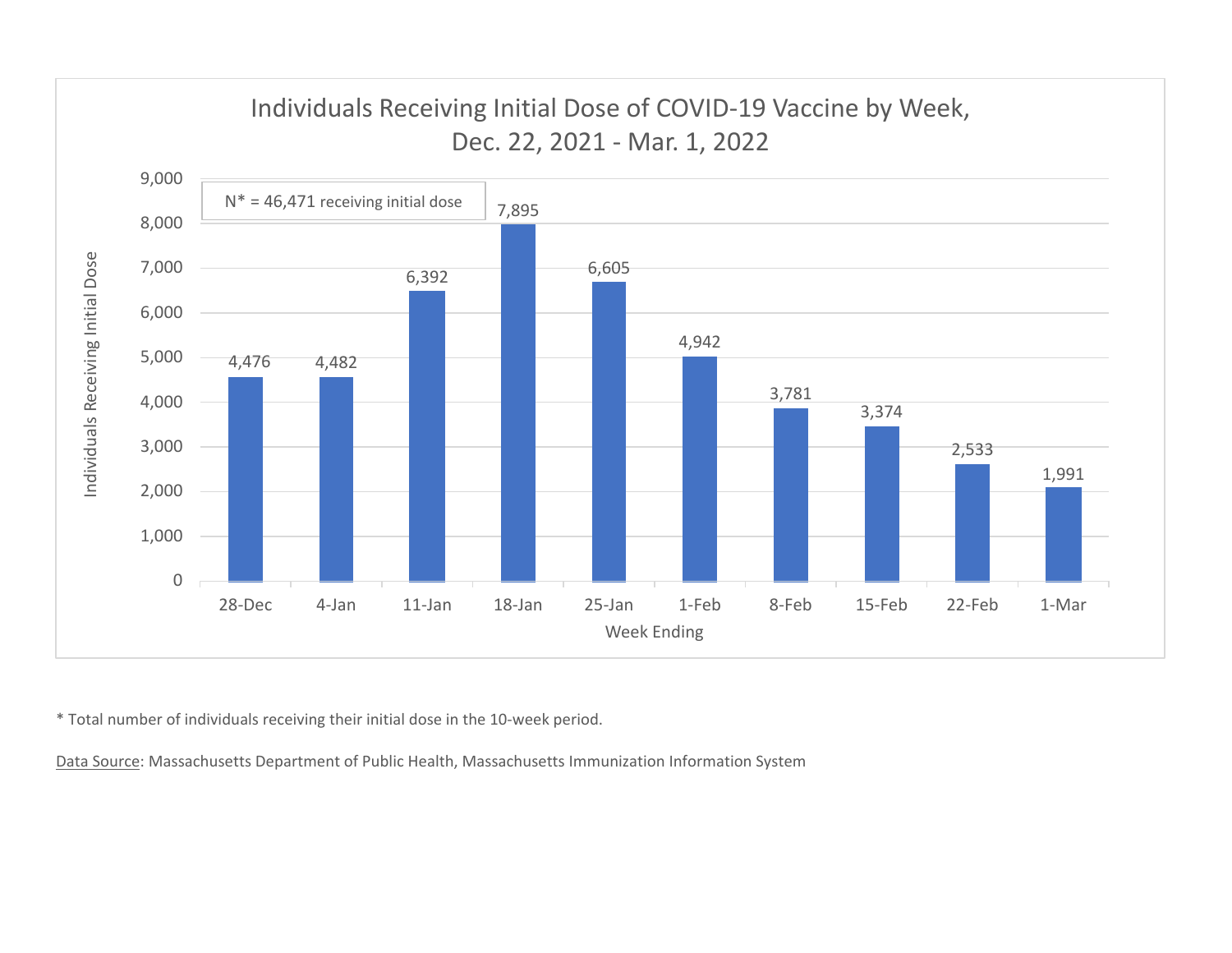Individuals Receiving Initial Dose of COVID-19 Vaccine by Week, Dec. 22, 2021 - Mar. 1, 2022

N* = 46,471 receiving initial dose

Individuals Receiving Initial Dose

9,000
8,000
7,000
6,000
5,000
4,000
3,000
2,000
1,000
0

4,476
4,482
6,392
7,895
6,605
4,942
3,781
3,374
2,533
1,991

28-Dec
4-Jan
11-Jan
18-Jan
25-Jan
1-Feb
8-Feb
15-Feb
22-Feb
1-Mar

Week Ending

* Total number of individuals receiving their initial dose in the 10-week period.

Data Source: Massachusetts Department of Public Health, Massachusetts Immunization Information System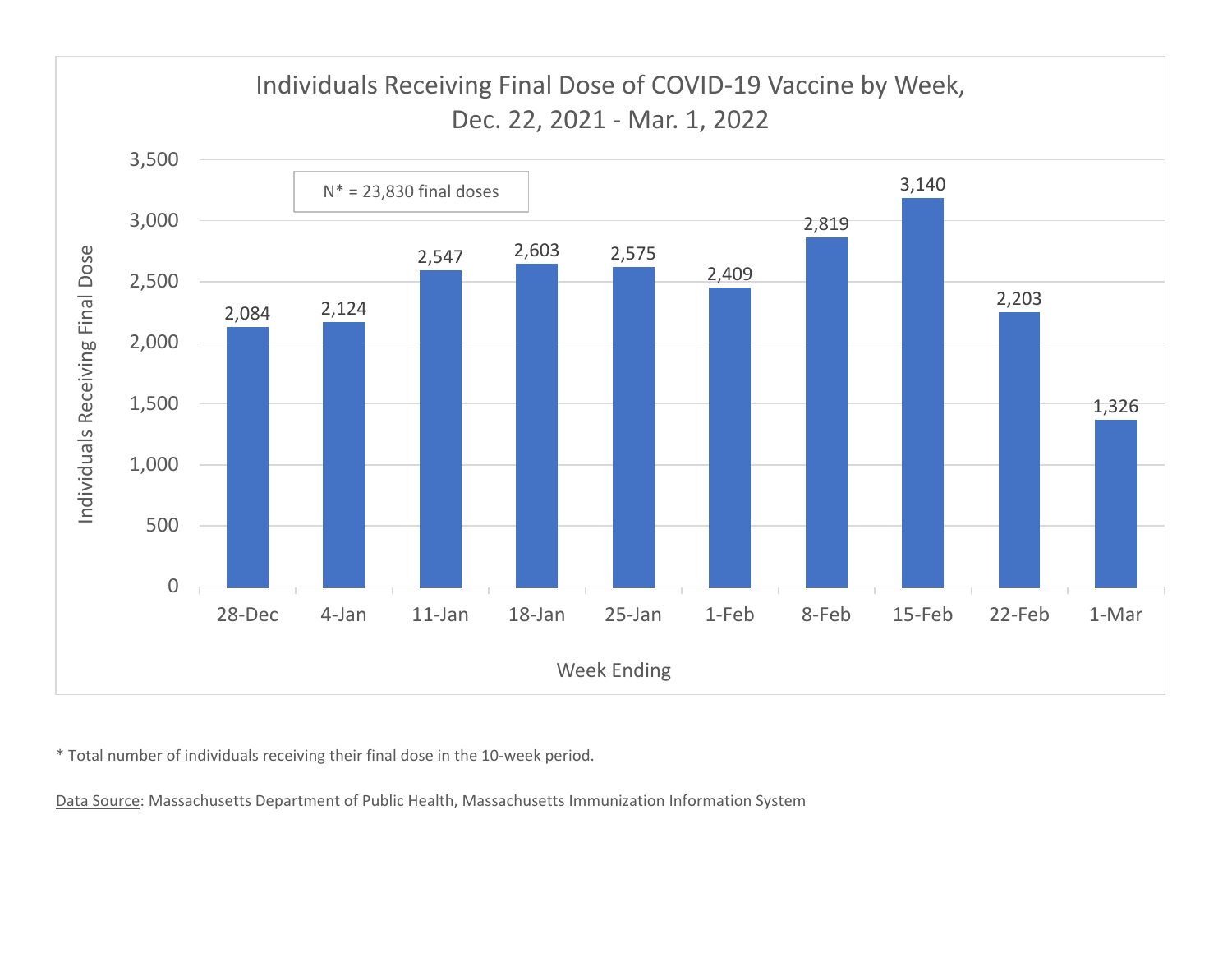Individuals Receiving Final Dose of COVID-19 Vaccine by Week, Dec. 22, 2021 - Mar. 1, 2022

N* = 23,830 final doses

Individuals Receiving Final Dose

3,500
3,000
2,500
2,000
1,500
1,000
500
0

2,084
2,124
2,547
2,603
2,575
2,409
2,819
3,140
2,203
1,326

28-Dec
4-Jan
11-Jan
18-Jan
25-Jan
1-Feb
8-Feb
15-Feb
22-Feb
1-Mar

Week Ending

* Total number of individuals receiving their final dose in the 10-week period.

Data Source: Massachusetts Department of Public Health, Massachusetts Immunization Information System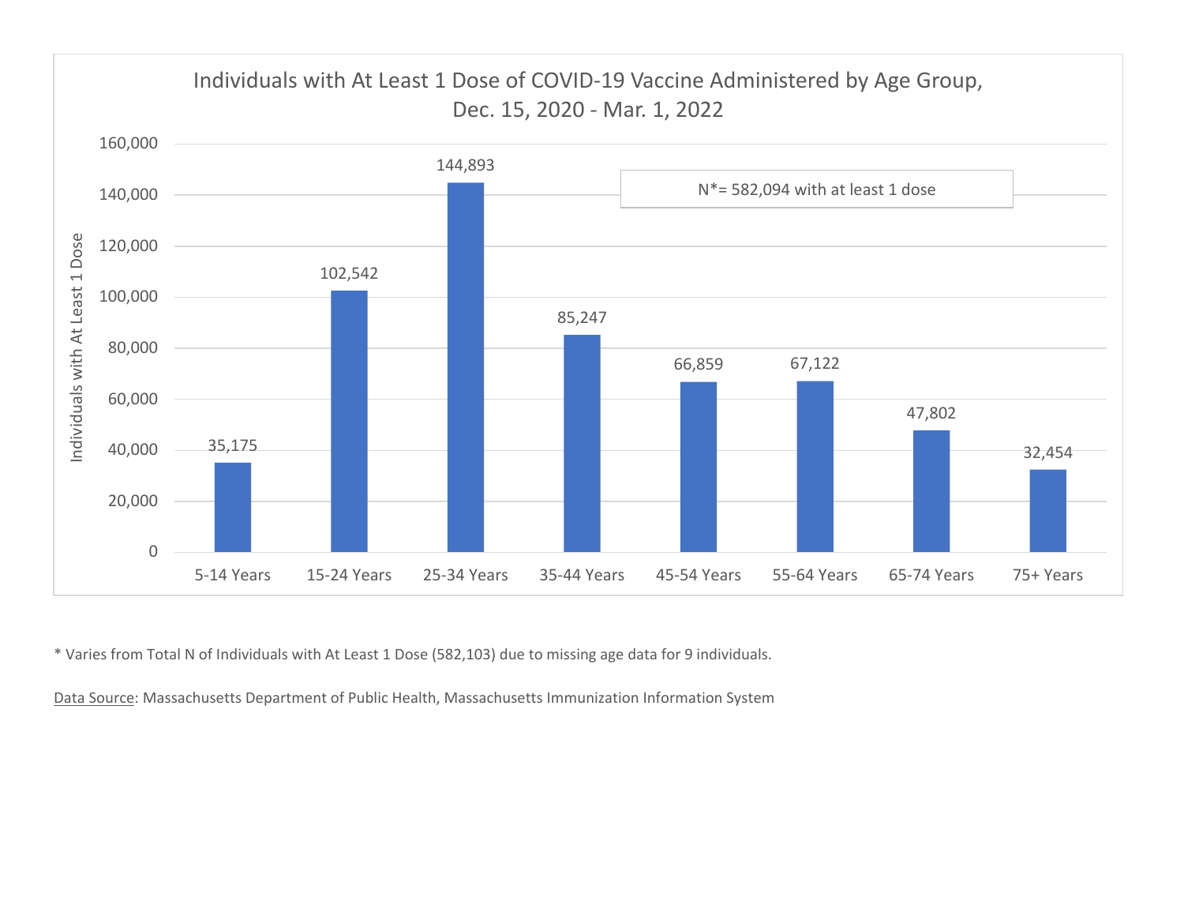Individuals with At Least 1 Dose of COVID-19 Vaccine Administered by Age Group, Dec. 15, 2020 - Mar. 1, 2022

N*= 582,094 with at least 1 dose

Individuals with At Least 1 Dose

160,000
140,000
120,000
100,000
80,000
60,000
40,000
20,000
0

35,175
102,542
144,893
85,247
66,859
67,122
47,802
32,454

5-14 Years
15-24 Years
25-34 Years
35-44 Years
45-54 Years
55-64 Years
65-74 Years
75+ Years

* Varies from Total N of Individuals with At Least 1 Dose (582,103) due to missing age data for 9 individuals.

Data Source: Massachusetts Department of Public Health, Massachusetts Immunization Information System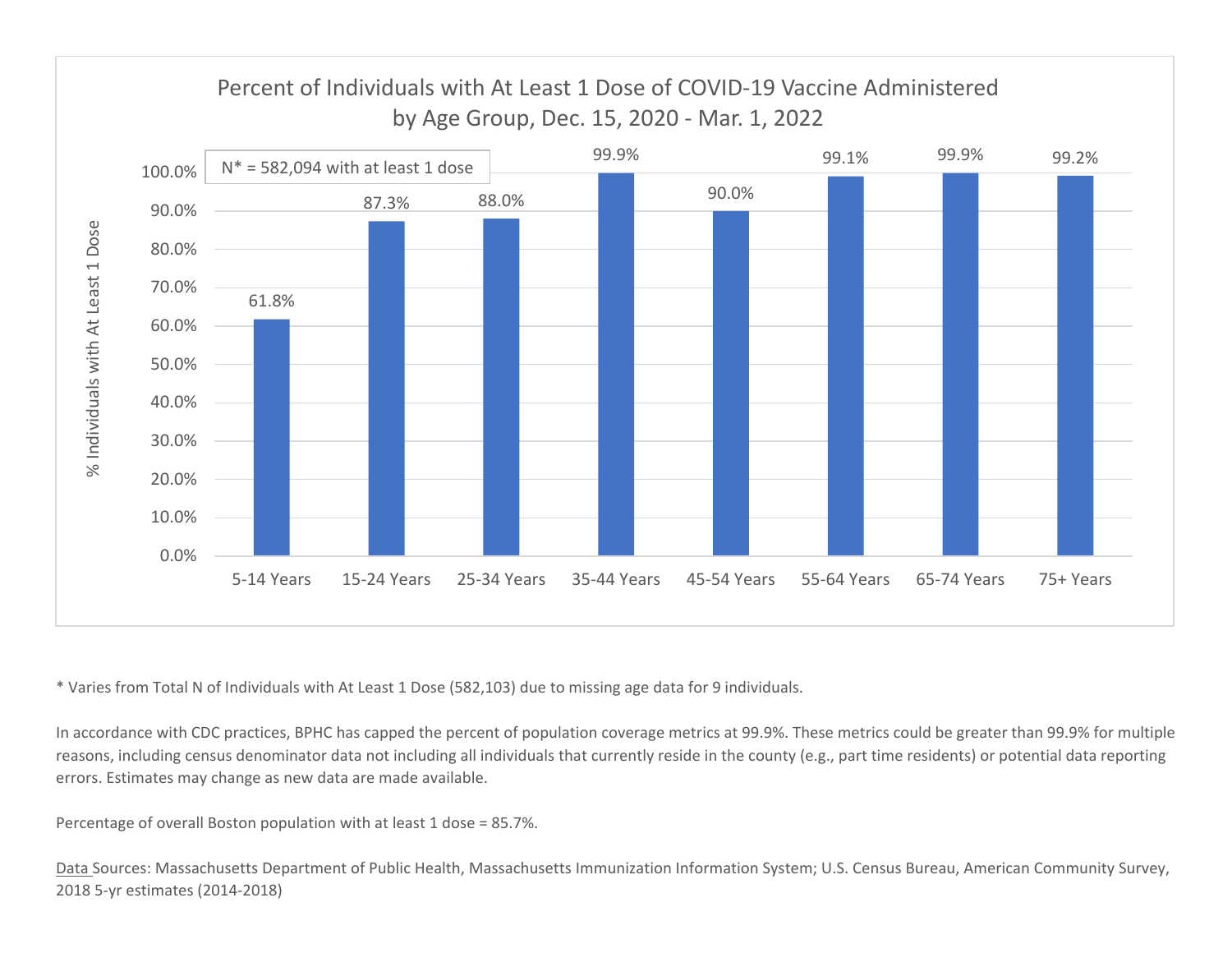Percent of Individuals with At Least 1 Dose of COVID-19 Vaccine Administered by Age Group, Dec. 15, 2020 - Mar. 1, 2022

N* = 582,094 with at least 1 dose

% Individuals with At Least 1 Dose

100.0%
90.0%
80.0%
70.0%
60.0%
50.0%
40.0%
30.0%
20.0%
10.0%
0.0%

61.8%
87.3%
88.0%
99.9%
90.0%
99.1%
99.9%
99.2%

5-14 Years
15-24 Years
25-34 Years
35-44 Years
45-54 Years
55-64 Years
65-74 Years
75+ Years

* Varies from Total N of Individuals with At Least 1 Dose (582,103) due to missing age data for 9 individuals.

In accordance with CDC practices, BPHC has capped the percent of population coverage metrics at 99.9%. These metrics could be greater than 99.9% for multiple reasons, including census denominator data not including all individuals that currently reside in the county (e.g., part time residents) or potential data reporting errors. Estimates may change as new data are made available.

Percentage of overall Boston population with at least 1 dose = 85.7%.

Data Sources: Massachusetts Department of Public Health, Massachusetts Immunization Information System; U.S. Census Bureau, American Community Survey, 2018 5-yr estimates (2014-2018)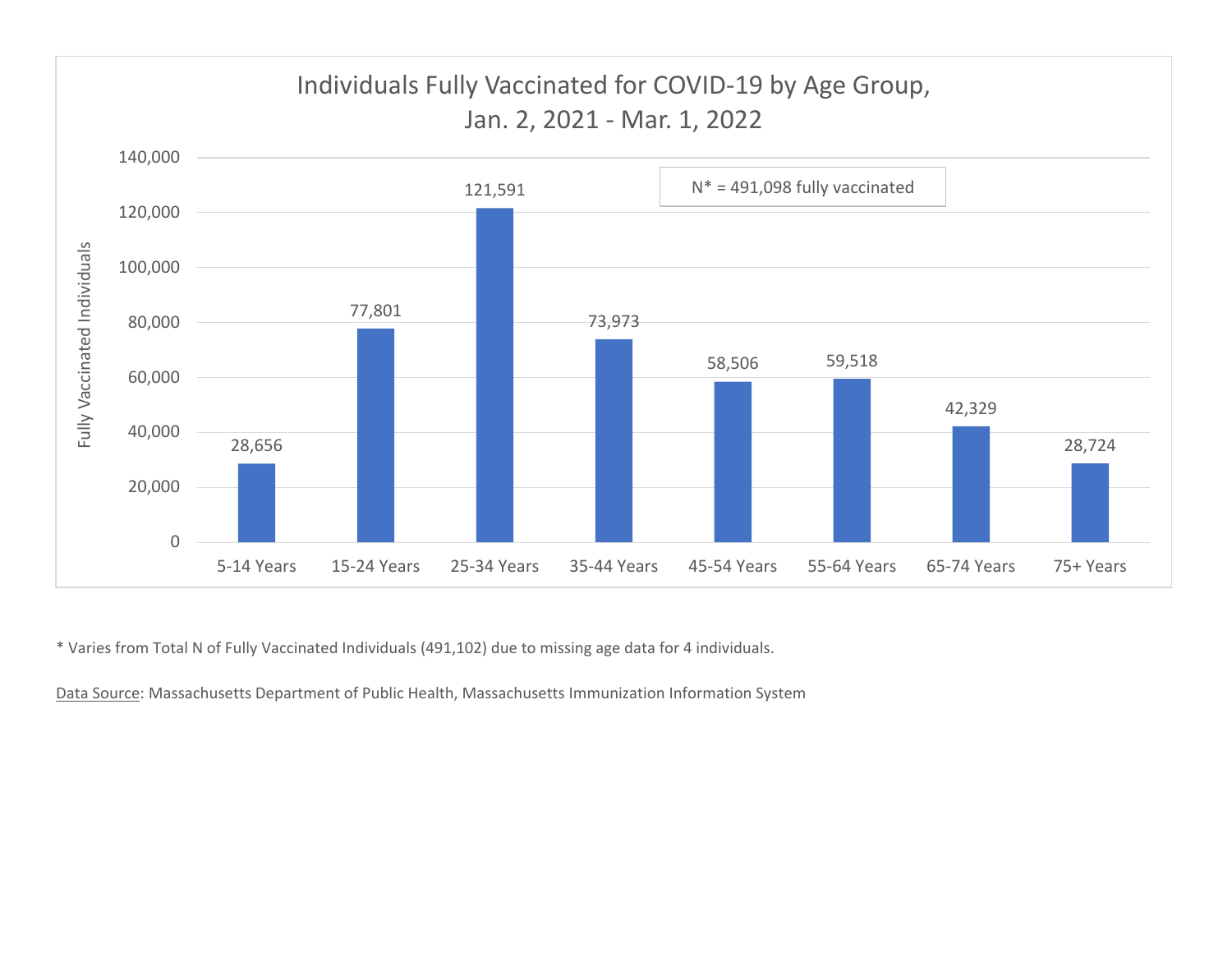Individuals Fully Vaccinated for COVID-19 by Age Group, Jan. 2, 2021 - Mar. 1, 2022

N* = 491,098 fully vaccinated

Fully Vaccinated Individuals

140,000
120,000
100,000
80,000
60,000
40,000
20,000
0

28,656
77,801
121,591
73,973
58,506
59,518
42,329
28,724

5-14 Years
15-24 Years
25-34 Years
35-44 Years
45-54 Years
55-64 Years
65-74 Years
75+ Years

* Varies from Total N of Fully Vaccinated Individuals (491,102) due to missing age data for 4 individuals.

Data Source: Massachusetts Department of Public Health, Massachusetts Immunization Information System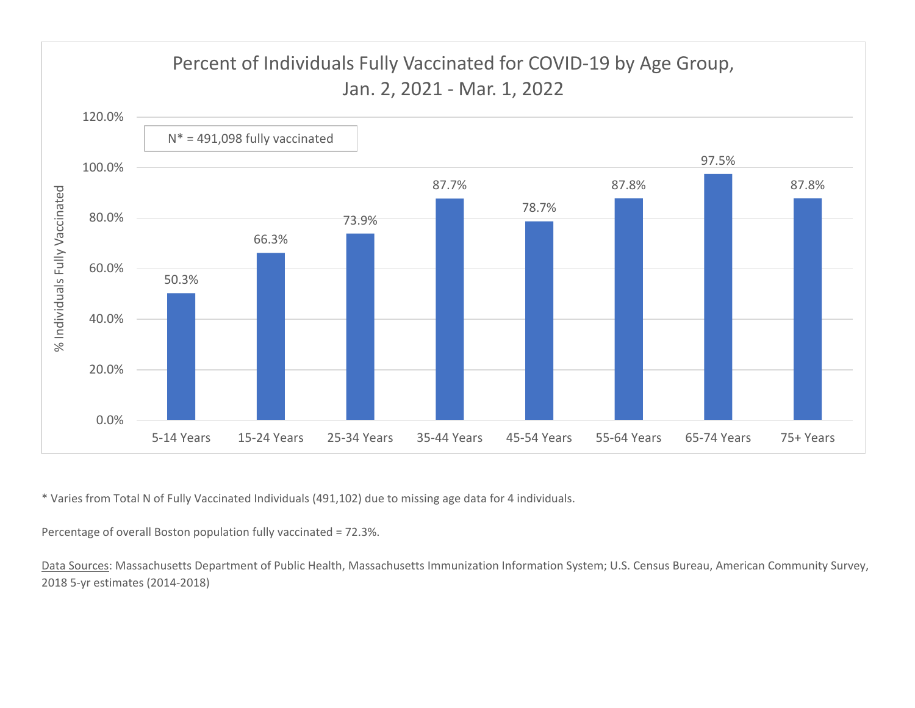Percent of Individuals Fully Vaccinated for COVID-19 by Age Group, Jan. 2, 2021 - Mar. 1, 2022

N* = 491,098 fully vaccinated

120.0%
100.0%
80.0%
60.0%
40.0%
20.0%
0.0%

% Individuals Fully Vaccinated

50.3%
66.3%
73.9%
87.7%
78.7%
87.8%
97.5%
87.8%

5-14 Years
15-24 Years
25-34 Years
35-44 Years
45-54 Years
55-64 Years
65-74 Years
75+ Years

* Varies from Total N of Fully Vaccinated Individuals (491,102) due to missing age data for 4 individuals.

Percentage of overall Boston population fully vaccinated = 72.3%.

Data Sources: Massachusetts Department of Public Health, Massachusetts Immunization Information System; U.S. Census Bureau, American Community Survey, 2018 5-yr estimates (2014-2018)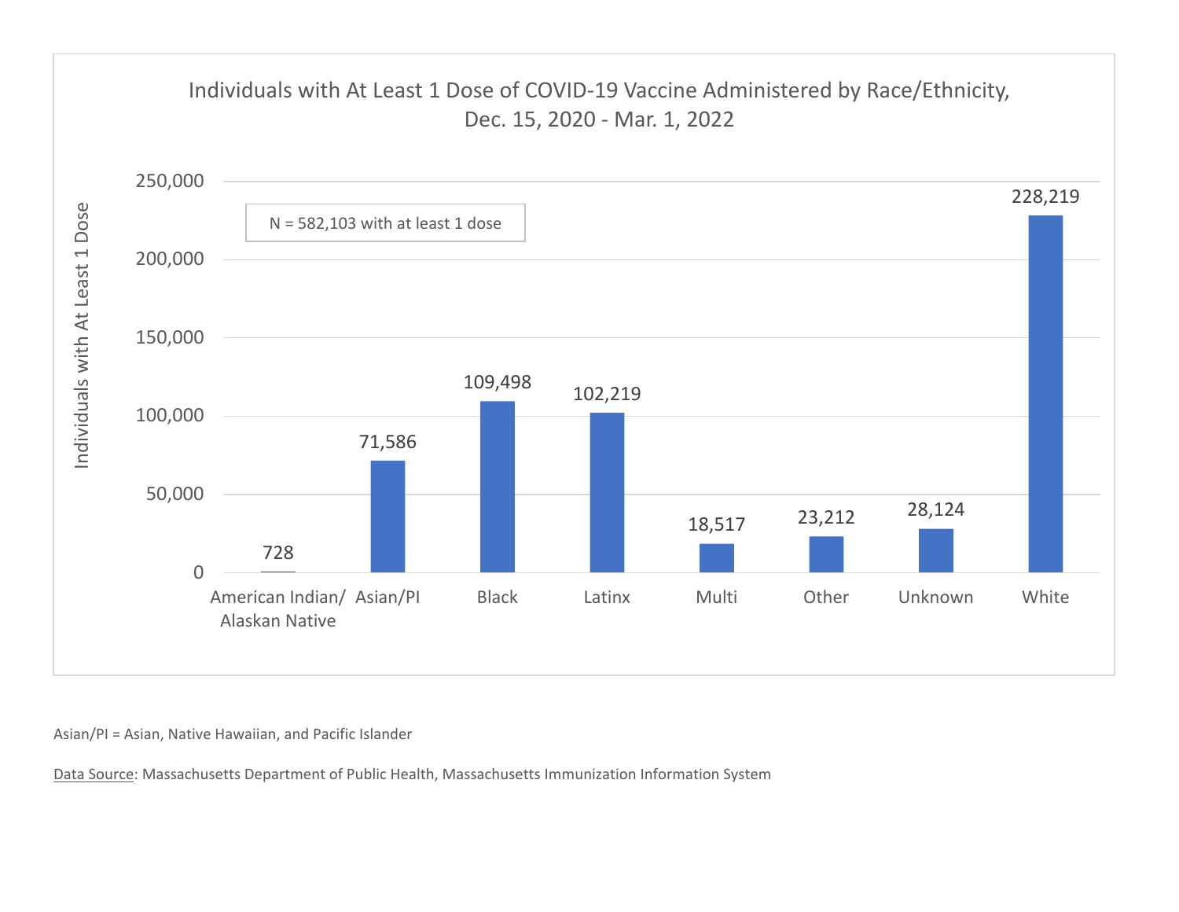Individuals with At Least 1 Dose of COVID-19 Vaccine Administered by Race/Ethnicity, Dec. 15, 2020 - Mar. 1, 2022

N = 582,103 with at least 1 dose

Individuals with At Least 1 Dose

250,000
200,000
150,000
100,000
50,000
0

728
71,586
109,498
102,219
18,517
23,212
28,124
228,219

American Indian/ Alaskan Native
Asian/PI
Black
Latinx
Multi
Other
Unknown
White

Asian/PI = Asian, Native Hawaiian, and Pacific Islander

Data Source: Massachusetts Department of Public Health, Massachusetts Immunization Information System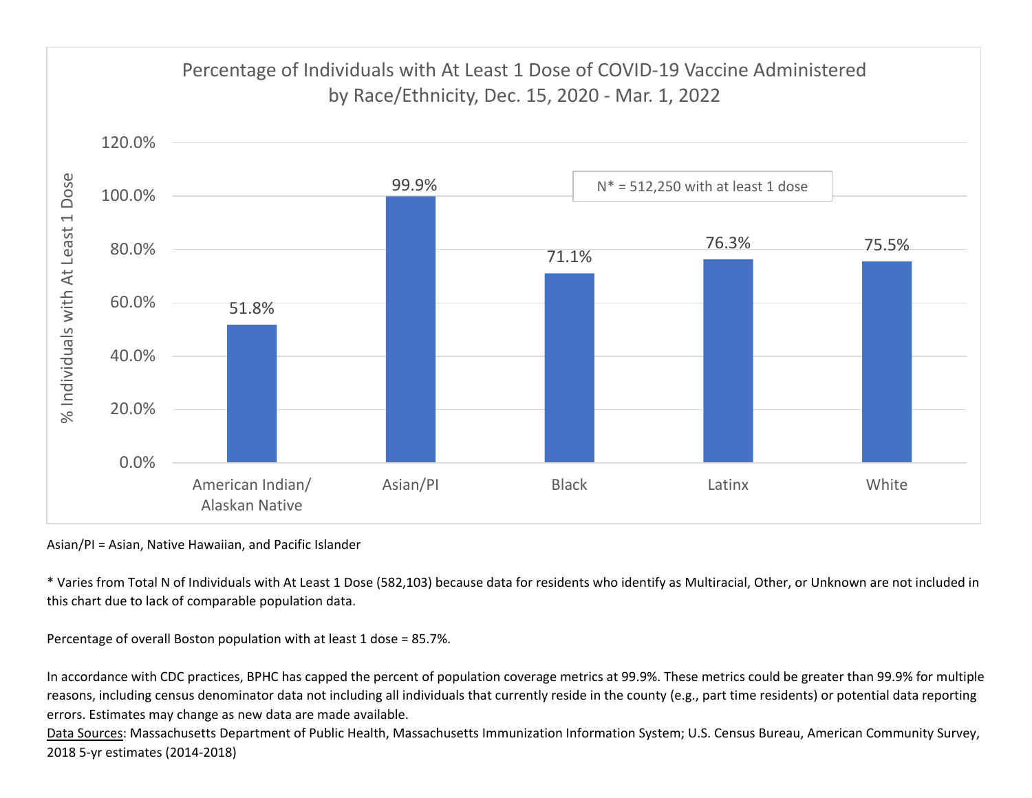Percentage of Individuals with At Least 1 Dose of COVID-19 Vaccine Administered by Race/Ethnicity, Dec. 15, 2020 - Mar. 1, 2022

% Individuals with At Least 1 Dose

120.0%
100.0%
80.0%
60.0%
40.0%
20.0%
0.0%

N* = 512,250 with at least 1 dose

51.8%
99.9%
71.1%
76.3%
75.5%

American Indian/ Alaskan Native
Asian/PI
Black
Latinx
White

Asian/PI = Asian, Native Hawaiian, and Pacific Islander

* Varies from Total N of Individuals with At Least 1 Dose (582,103) because data for residents who identify as Multiracial, Other, or Unknown are not included in this chart due to lack of comparable population data.

Percentage of overall Boston population with at least 1 dose = 85.7%.

In accordance with CDC practices, BPHC has capped the percent of population coverage metrics at 99.9%. These metrics could be greater than 99.9% for multiple reasons, including census denominator data not including all individuals that currently reside in the county (e.g., part time residents) or potential data reporting errors. Estimates may change as new data are made available.

Data Sources: Massachusetts Department of Public Health, Massachusetts Immunization Information System; U.S. Census Bureau, American Community Survey, 2018 5-yr estimates (2014-2018)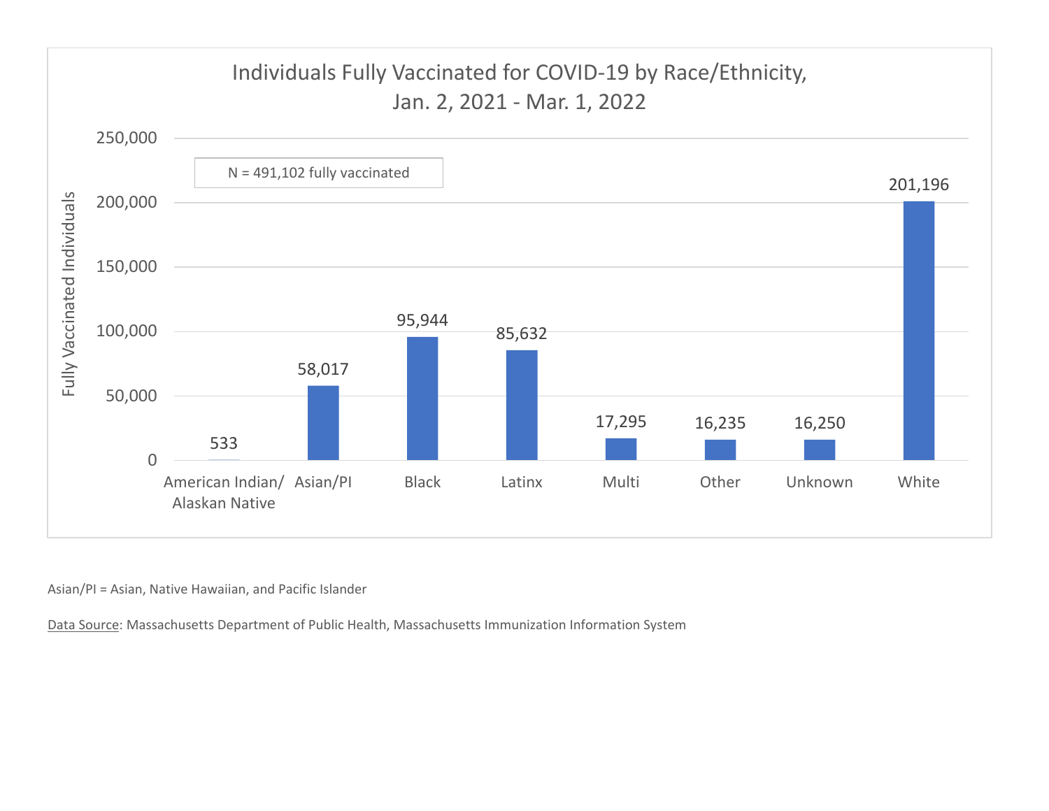Individuals Fully Vaccinated for COVID-19 by Race/Ethnicity, Jan. 2, 2021 - Mar. 1, 2022

N = 491,102 fully vaccinated

Fully Vaccinated Individuals

250,000
200,000
150,000
100,000
50,000
0

533
58,017
95,944
85,632
17,295
16,235
16,250
201,196

American Indian/ Alaskan Native
Asian/PI
Black
Latinx
Multi
Other
Unknown
White

Asian/PI = Asian, Native Hawaiian, and Pacific Islander

Data Source: Massachusetts Department of Public Health, Massachusetts Immunization Information System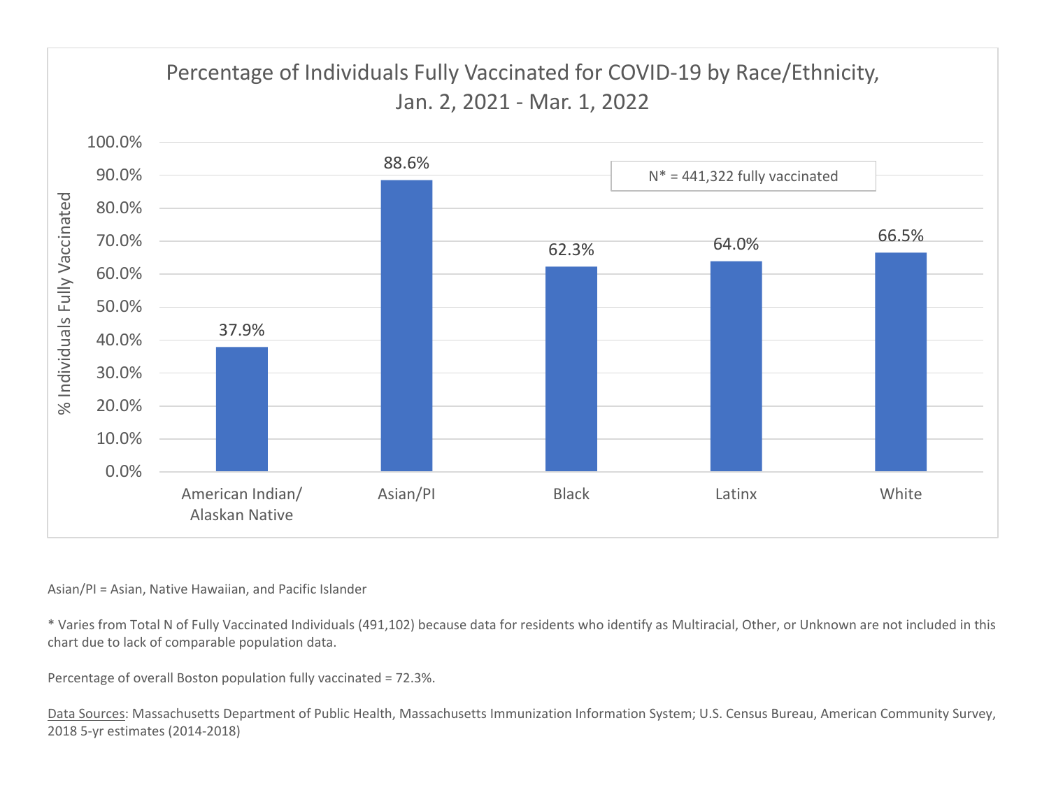Percentage of Individuals Fully Vaccinated for COVID-19 by Race/Ethnicity, Jan. 2, 2021 - Mar. 1, 2022

% Individuals Fully Vaccinated

100.0%
90.0%
80.0%
70.0%
60.0%
50.0%
40.0%
30.0%
20.0%
10.0%
0.0%

37.9%
88.6%
62.3%
64.0%
66.5%

American Indian/ Alaskan Native
Asian/PI
Black
Latinx
White

N* = 441,322 fully vaccinated

Asian/PI = Asian, Native Hawaiian, and Pacific Islander

* Varies from Total N of Fully Vaccinated Individuals (491,102) because data for residents who identify as Multiracial, Other, or Unknown are not included in this chart due to lack of comparable population data.

Percentage of overall Boston population fully vaccinated = 72.3%.

Data Sources: Massachusetts Department of Public Health, Massachusetts Immunization Information System; U.S. Census Bureau, American Community Survey, 2018 5-yr estimates (2014-2018)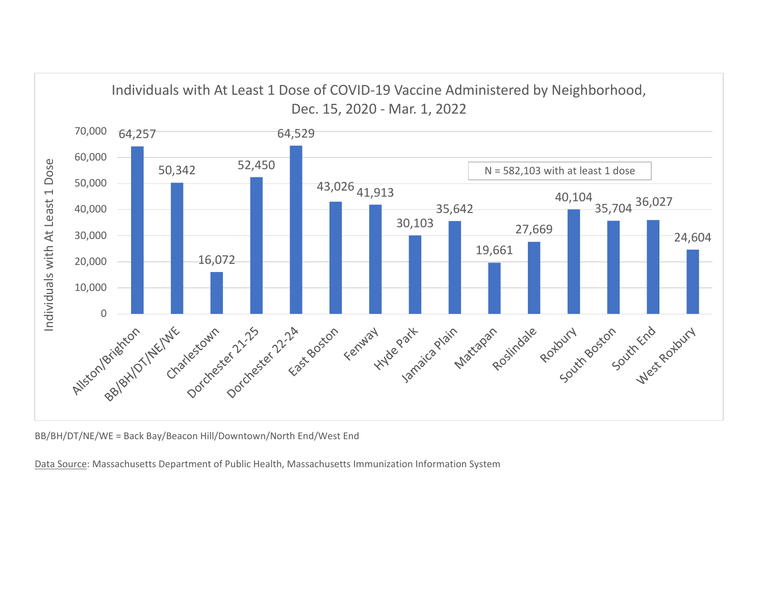Individuals with At Least 1 Dose of COVID-19 Vaccine Administered by Neighborhood, Dec. 15, 2020 - Mar. 1, 2022

Individuals with At Least 1 Dose

70,000
60,000
50,000
40,000
30,000
20,000
10,000
0

N = 582,103 with at least 1 dose

64,257
50,342
16,072
52,450
64,529
43,026
41,913
30,103
35,642
19,661
27,669
40,104
35,704
36,027
24,604

Allston/Brighton
BB/BH/DT/NE/WE
Charlestown
Dorchester 21-25
Dorchester 22-24
East Boston
Fenway
Hyde Park
Jamaica Plain
Mattapan
Roslindale
Roxbury
South Boston
South End
West Roxbury

BB/BH/DT/NE/WE = Back Bay/Beacon Hill/Downtown/North End/West End

Data Source: Massachusetts Department of Public Health, Massachusetts Immunization Information System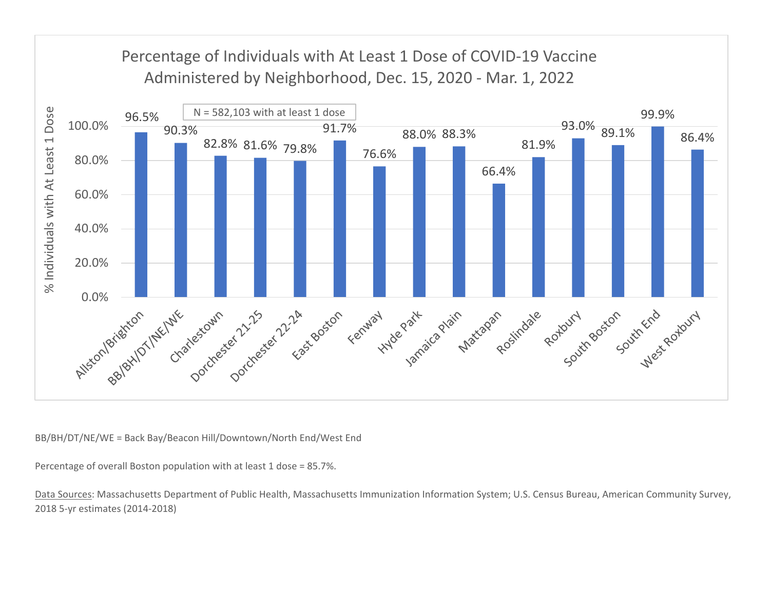Percentage of Individuals with At Least 1 Dose of COVID-19 Vaccine Administered by Neighborhood, Dec. 15, 2020 - Mar. 1, 2022

N = 582,103 with at least 1 dose

% Individuals with At Least 1 Dose

100.0%
80.0%
60.0%
40.0%
20.0%
0.0%

Allston/Brighton 96.5%
BB/BH/DT/NE/WE 90.3%
Charlestown 82.8%
Dorchester 21-25 81.6%
Dorchester 22-24 79.8%
East Boston 91.7%
Fenway 76.6%
Hyde Park 88.0%
Jamaica Plain 88.3%
Mattapan 66.4%
Roslindale 81.9%
Roxbury 93.0%
South Boston 89.1%
South End 99.9%
West Roxbury 86.4%

BB/BH/DT/NE/WE = Back Bay/Beacon Hill/Downtown/North End/West End

Percentage of overall Boston population with at least 1 dose = 85.7%.

Data Sources: Massachusetts Department of Public Health, Massachusetts Immunization Information System; U.S. Census Bureau, American Community Survey, 2018 5-yr estimates (2014-2018)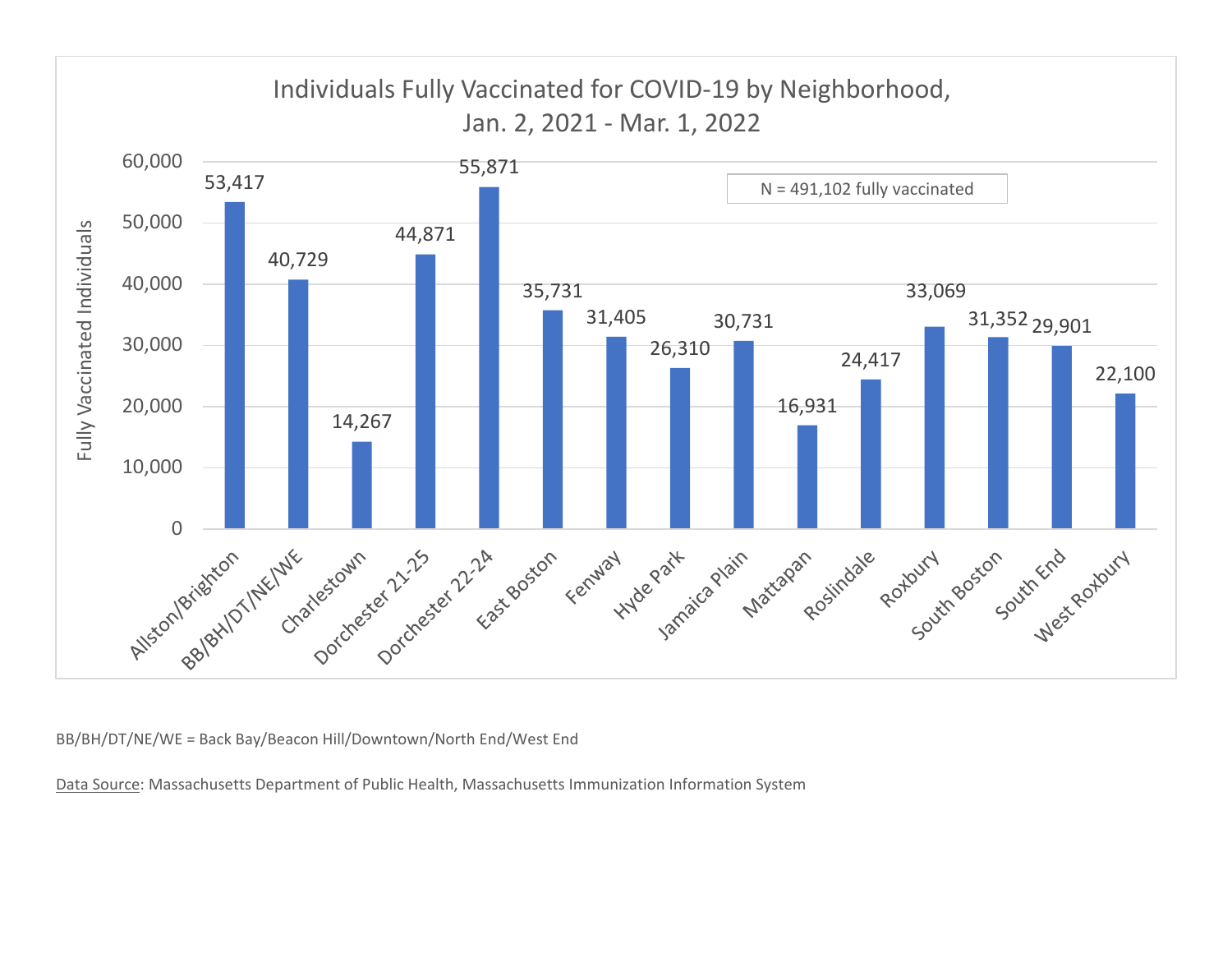Individuals Fully Vaccinated for COVID-19 by Neighborhood, Jan. 2, 2021 - Mar. 1, 2022

N = 491,102 fully vaccinated

Fully Vaccinated Individuals

60,000
50,000
40,000
30,000
20,000
10,000
0

53,417
40,729
14,267
44,871
55,871
35,731
31,405
26,310
30,731
16,931
24,417
33,069
31,352
29,901
22,100

Allston/Brighton
BB/BH/DT/NE/WE
Charlestown
Dorchester 21-25
Dorchester 22-24
East Boston
Fenway
Hyde Park
Jamaica Plain
Mattapan
Roslindale
Roxbury
South Boston
South End
West Roxbury

BB/BH/DT/NE/WE = Back Bay/Beacon Hill/Downtown/North End/West End

Data Source: Massachusetts Department of Public Health, Massachusetts Immunization Information System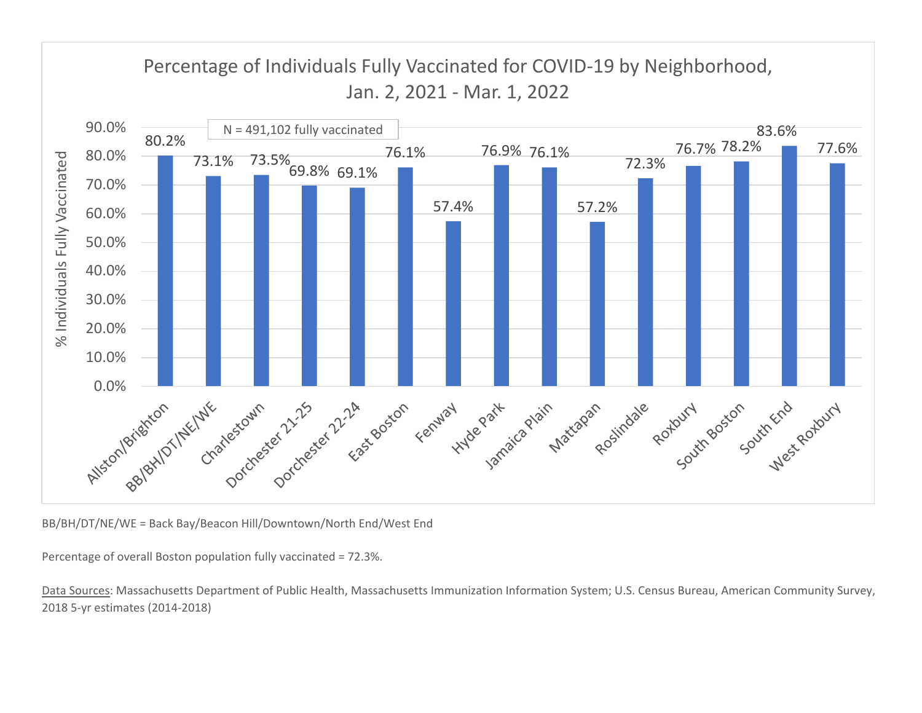## Percentage of Individuals Fully Vaccinated for COVID-19 by Neighborhood, Jan. 2, 2021 - Mar. 1, 2022

N = 491,102 fully vaccinated

| Neighborhood | % Individuals Fully Vaccinated |
| --- | --- |
| Allston/Brighton | 80.2% |
| BB/BH/DT/NE/WE | 73.1% |
| Charlestown | 73.5% |
| Dorchester 21-25 | 69.8% |
| Dorchester 22-24 | 69.1% |
| East Boston | 76.1% |
| Fenway | 57.4% |
| Hyde Park | 76.9% |
| Jamaica Plain | 76.1% |
| Mattapan | 57.2% |
| Roslindale | 72.3% |
| Roxbury | 76.7% |
| South Boston | 78.2% |
| South End | 83.6% |
| West Roxbury | 77.6% |

BB/BH/DT/NE/WE = Back Bay/Beacon Hill/Downtown/North End/West End

Percentage of overall Boston population fully vaccinated = 72.3%.

Data Sources: Massachusetts Department of Public Health, Massachusetts Immunization Information System; U.S. Census Bureau, American Community Survey, 2018 5-yr estimates (2014-2018)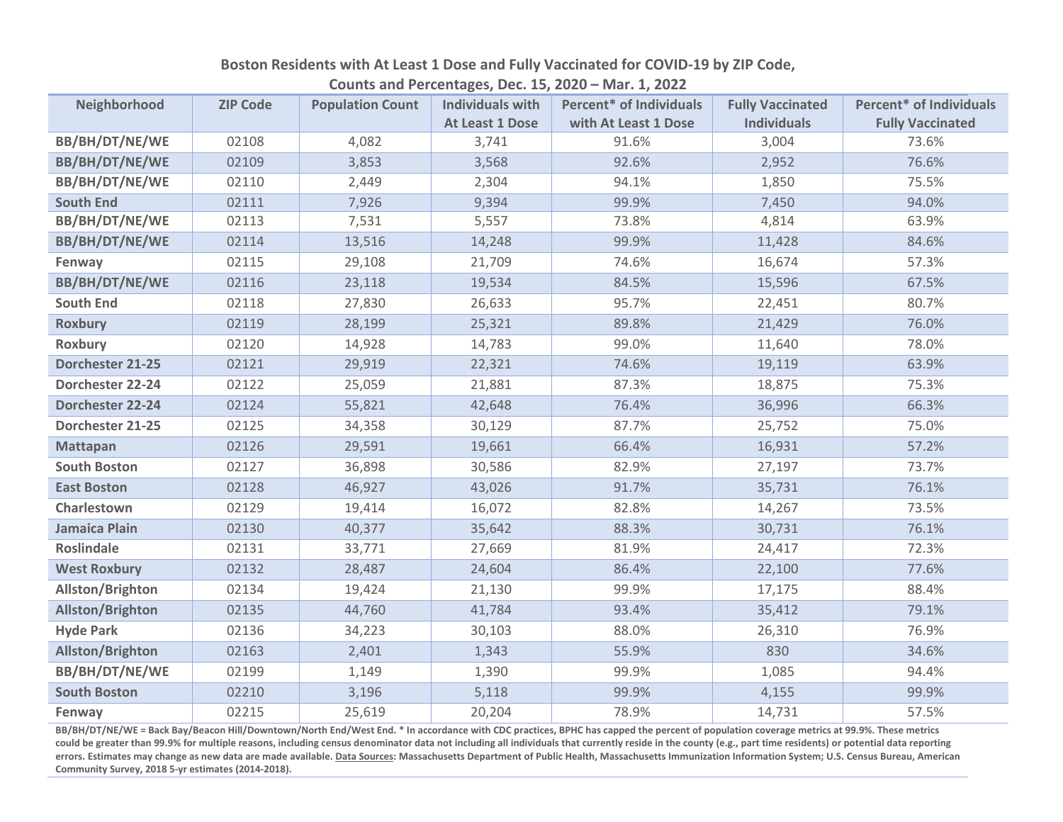**Boston Residents with At Least 1 Dose and Fully Vaccinated for COVID-19 by ZIP Code, Counts and Percentages, Dec. 15, 2020 – Mar. 1, 2022**

| Neighborhood | ZIP Code | Population Count | Individuals with At Least 1 Dose | Percent* of Individuals with At Least 1 Dose | Fully Vaccinated Individuals | Percent* of Individuals Fully Vaccinated |
|---|---|---|---|---|---|---|
| **BB/BH/DT/NE/WE** | 02108 | 4,082 | 3,741 | 91.6% | 3,004 | 73.6% |
| **BB/BH/DT/NE/WE** | 02109 | 3,853 | 3,568 | 92.6% | 2,952 | 76.6% |
| **BB/BH/DT/NE/WE** | 02110 | 2,449 | 2,304 | 94.1% | 1,850 | 75.5% |
| **South End** | 02111 | 7,926 | 9,394 | 99.9% | 7,450 | 94.0% |
| **BB/BH/DT/NE/WE** | 02113 | 7,531 | 5,557 | 73.8% | 4,814 | 63.9% |
| **BB/BH/DT/NE/WE** | 02114 | 13,516 | 14,248 | 99.9% | 11,428 | 84.6% |
| **Fenway** | 02115 | 29,108 | 21,709 | 74.6% | 16,674 | 57.3% |
| **BB/BH/DT/NE/WE** | 02116 | 23,118 | 19,534 | 84.5% | 15,596 | 67.5% |
| **South End** | 02118 | 27,830 | 26,633 | 95.7% | 22,451 | 80.7% |
| **Roxbury** | 02119 | 28,199 | 25,321 | 89.8% | 21,429 | 76.0% |
| **Roxbury** | 02120 | 14,928 | 14,783 | 99.0% | 11,640 | 78.0% |
| **Dorchester 21-25** | 02121 | 29,919 | 22,321 | 74.6% | 19,119 | 63.9% |
| **Dorchester 22-24** | 02122 | 25,059 | 21,881 | 87.3% | 18,875 | 75.3% |
| **Dorchester 22-24** | 02124 | 55,821 | 42,648 | 76.4% | 36,996 | 66.3% |
| **Dorchester 21-25** | 02125 | 34,358 | 30,129 | 87.7% | 25,752 | 75.0% |
| **Mattapan** | 02126 | 29,591 | 19,661 | 66.4% | 16,931 | 57.2% |
| **South Boston** | 02127 | 36,898 | 30,586 | 82.9% | 27,197 | 73.7% |
| **East Boston** | 02128 | 46,927 | 43,026 | 91.7% | 35,731 | 76.1% |
| **Charlestown** | 02129 | 19,414 | 16,072 | 82.8% | 14,267 | 73.5% |
| **Jamaica Plain** | 02130 | 40,377 | 35,642 | 88.3% | 30,731 | 76.1% |
| **Roslindale** | 02131 | 33,771 | 27,669 | 81.9% | 24,417 | 72.3% |
| **West Roxbury** | 02132 | 28,487 | 24,604 | 86.4% | 22,100 | 77.6% |
| **Allston/Brighton** | 02134 | 19,424 | 21,130 | 99.9% | 17,175 | 88.4% |
| **Allston/Brighton** | 02135 | 44,760 | 41,784 | 93.4% | 35,412 | 79.1% |
| **Hyde Park** | 02136 | 34,223 | 30,103 | 88.0% | 26,310 | 76.9% |
| **Allston/Brighton** | 02163 | 2,401 | 1,343 | 55.9% | 830 | 34.6% |
| **BB/BH/DT/NE/WE** | 02199 | 1,149 | 1,390 | 99.9% | 1,085 | 94.4% |
| **South Boston** | 02210 | 3,196 | 5,118 | 99.9% | 4,155 | 99.9% |
| **Fenway** | 02215 | 25,619 | 20,204 | 78.9% | 14,731 | 57.5% |

**BB/BH/DT/NE/WE = Back Bay/Beacon Hill/Downtown/North End/West End. * In accordance with CDC practices, BPHC has capped the percent of population coverage metrics at 99.9%. These metrics could be greater than 99.9% for multiple reasons, including census denominator data not including all individuals that currently reside in the county (e.g., part time residents) or potential data reporting errors. Estimates may change as new data are made available. Data Sources: Massachusetts Department of Public Health, Massachusetts Immunization Information System; U.S. Census Bureau, American Community Survey, 2018 5-yr estimates (2014-2018).**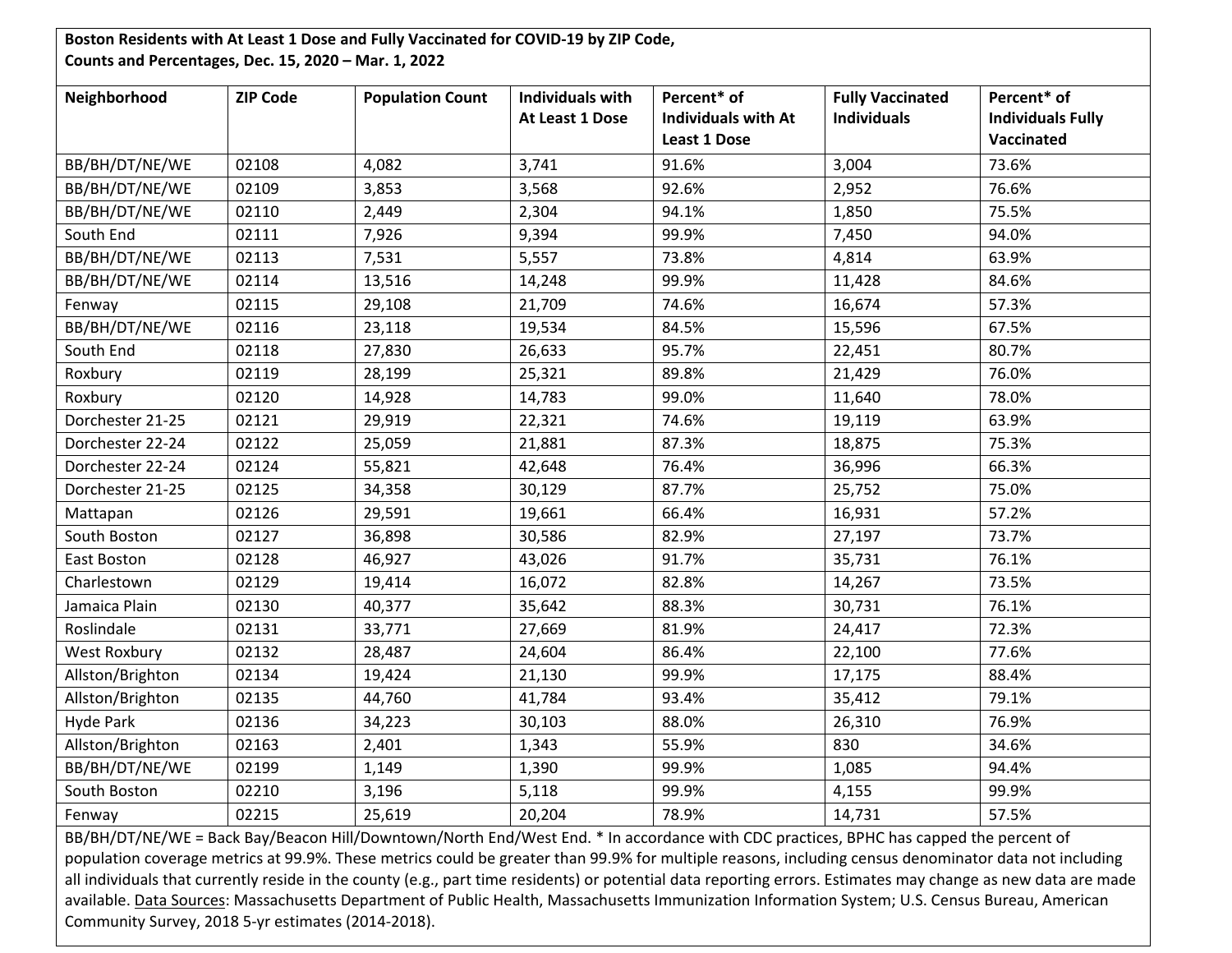**Boston Residents with At Least 1 Dose and Fully Vaccinated for COVID-19 by ZIP Code, Counts and Percentages, Dec. 15, 2020 – Mar. 1, 2022**

| Neighborhood | ZIP Code | Population Count | Individuals with At Least 1 Dose | Percent* of Individuals with At Least 1 Dose | Fully Vaccinated Individuals | Percent* of Individuals Fully Vaccinated |
|---|---|---|---|---|---|---|
| BB/BH/DT/NE/WE | 02108 | 4,082 | 3,741 | 91.6% | 3,004 | 73.6% |
| BB/BH/DT/NE/WE | 02109 | 3,853 | 3,568 | 92.6% | 2,952 | 76.6% |
| BB/BH/DT/NE/WE | 02110 | 2,449 | 2,304 | 94.1% | 1,850 | 75.5% |
| South End | 02111 | 7,926 | 9,394 | 99.9% | 7,450 | 94.0% |
| BB/BH/DT/NE/WE | 02113 | 7,531 | 5,557 | 73.8% | 4,814 | 63.9% |
| BB/BH/DT/NE/WE | 02114 | 13,516 | 14,248 | 99.9% | 11,428 | 84.6% |
| Fenway | 02115 | 29,108 | 21,709 | 74.6% | 16,674 | 57.3% |
| BB/BH/DT/NE/WE | 02116 | 23,118 | 19,534 | 84.5% | 15,596 | 67.5% |
| South End | 02118 | 27,830 | 26,633 | 95.7% | 22,451 | 80.7% |
| Roxbury | 02119 | 28,199 | 25,321 | 89.8% | 21,429 | 76.0% |
| Roxbury | 02120 | 14,928 | 14,783 | 99.0% | 11,640 | 78.0% |
| Dorchester 21-25 | 02121 | 29,919 | 22,321 | 74.6% | 19,119 | 63.9% |
| Dorchester 22-24 | 02122 | 25,059 | 21,881 | 87.3% | 18,875 | 75.3% |
| Dorchester 22-24 | 02124 | 55,821 | 42,648 | 76.4% | 36,996 | 66.3% |
| Dorchester 21-25 | 02125 | 34,358 | 30,129 | 87.7% | 25,752 | 75.0% |
| Mattapan | 02126 | 29,591 | 19,661 | 66.4% | 16,931 | 57.2% |
| South Boston | 02127 | 36,898 | 30,586 | 82.9% | 27,197 | 73.7% |
| East Boston | 02128 | 46,927 | 43,026 | 91.7% | 35,731 | 76.1% |
| Charlestown | 02129 | 19,414 | 16,072 | 82.8% | 14,267 | 73.5% |
| Jamaica Plain | 02130 | 40,377 | 35,642 | 88.3% | 30,731 | 76.1% |
| Roslindale | 02131 | 33,771 | 27,669 | 81.9% | 24,417 | 72.3% |
| West Roxbury | 02132 | 28,487 | 24,604 | 86.4% | 22,100 | 77.6% |
| Allston/Brighton | 02134 | 19,424 | 21,130 | 99.9% | 17,175 | 88.4% |
| Allston/Brighton | 02135 | 44,760 | 41,784 | 93.4% | 35,412 | 79.1% |
| Hyde Park | 02136 | 34,223 | 30,103 | 88.0% | 26,310 | 76.9% |
| Allston/Brighton | 02163 | 2,401 | 1,343 | 55.9% | 830 | 34.6% |
| BB/BH/DT/NE/WE | 02199 | 1,149 | 1,390 | 99.9% | 1,085 | 94.4% |
| South Boston | 02210 | 3,196 | 5,118 | 99.9% | 4,155 | 99.9% |
| Fenway | 02215 | 25,619 | 20,204 | 78.9% | 14,731 | 57.5% |

BB/BH/DT/NE/WE = Back Bay/Beacon Hill/Downtown/North End/West End. * In accordance with CDC practices, BPHC has capped the percent of population coverage metrics at 99.9%. These metrics could be greater than 99.9% for multiple reasons, including census denominator data not including all individuals that currently reside in the county (e.g., part time residents) or potential data reporting errors. Estimates may change as new data are made available. Data Sources: Massachusetts Department of Public Health, Massachusetts Immunization Information System; U.S. Census Bureau, American Community Survey, 2018 5-yr estimates (2014-2018).